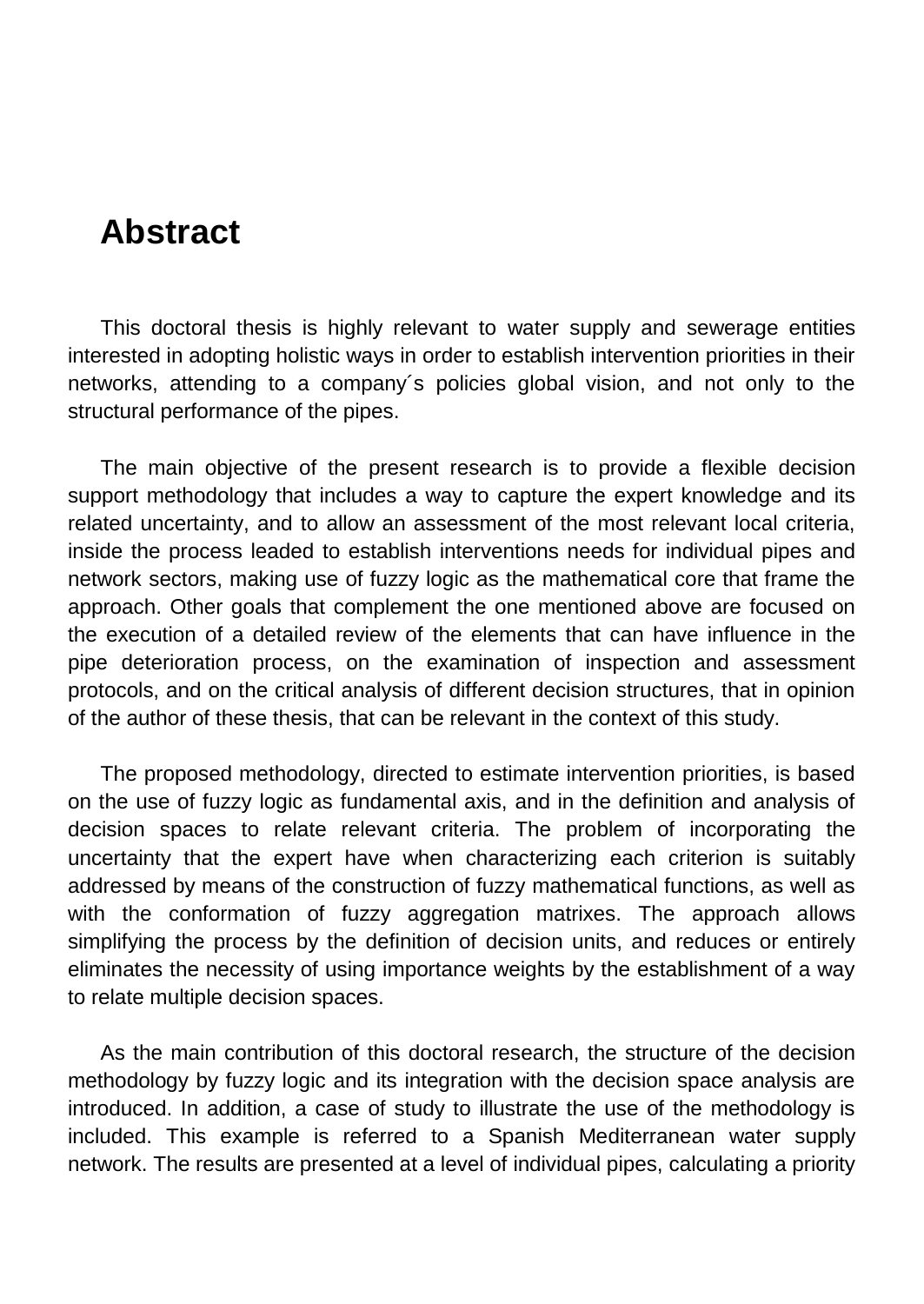# Abstract

This doctoral thesis is highly relevant to water supply and sewerage entities interested in adopting holistic ways in order to establish intervention priorities in their networks, attending to a company´s policies global vision, and not only to the structural performance of the pipes.

The main objective of the present research is to provide a flexible decision support methodology that includes a way to capture the expert knowledge and its related uncertainty, and to allow an assessment of the most relevant local criteria, inside the process leaded to establish interventions needs for individual pipes and network sectors, making use of fuzzy logic as the mathematical core that frame the approach. Other goals that complement the one mentioned above are focused on the execution of a detailed review of the elements that can have influence in the pipe deterioration process, on the examination of inspection and assessment protocols, and on the critical analysis of different decision structures, that in opinion of the author of these thesis, that can be relevant in the context of this study.

The proposed methodology, directed to estimate intervention priorities, is based on the use of fuzzy logic as fundamental axis, and in the definition and analysis of decision spaces to relate relevant criteria. The problem of incorporating the uncertainty that the expert have when characterizing each criterion is suitably addressed by means of the construction of fuzzy mathematical functions, as well as with the conformation of fuzzy aggregation matrixes. The approach allows simplifying the process by the definition of decision units, and reduces or entirely eliminates the necessity of using importance weights by the establishment of a way to relate multiple decision spaces.

As the main contribution of this doctoral research, the structure of the decision methodology by fuzzy logic and its integration with the decision space analysis are introduced. In addition, a case of study to illustrate the use of the methodology is included. This example is referred to a Spanish Mediterranean water supply network. The results are presented at a level of individual pipes, calculating a priority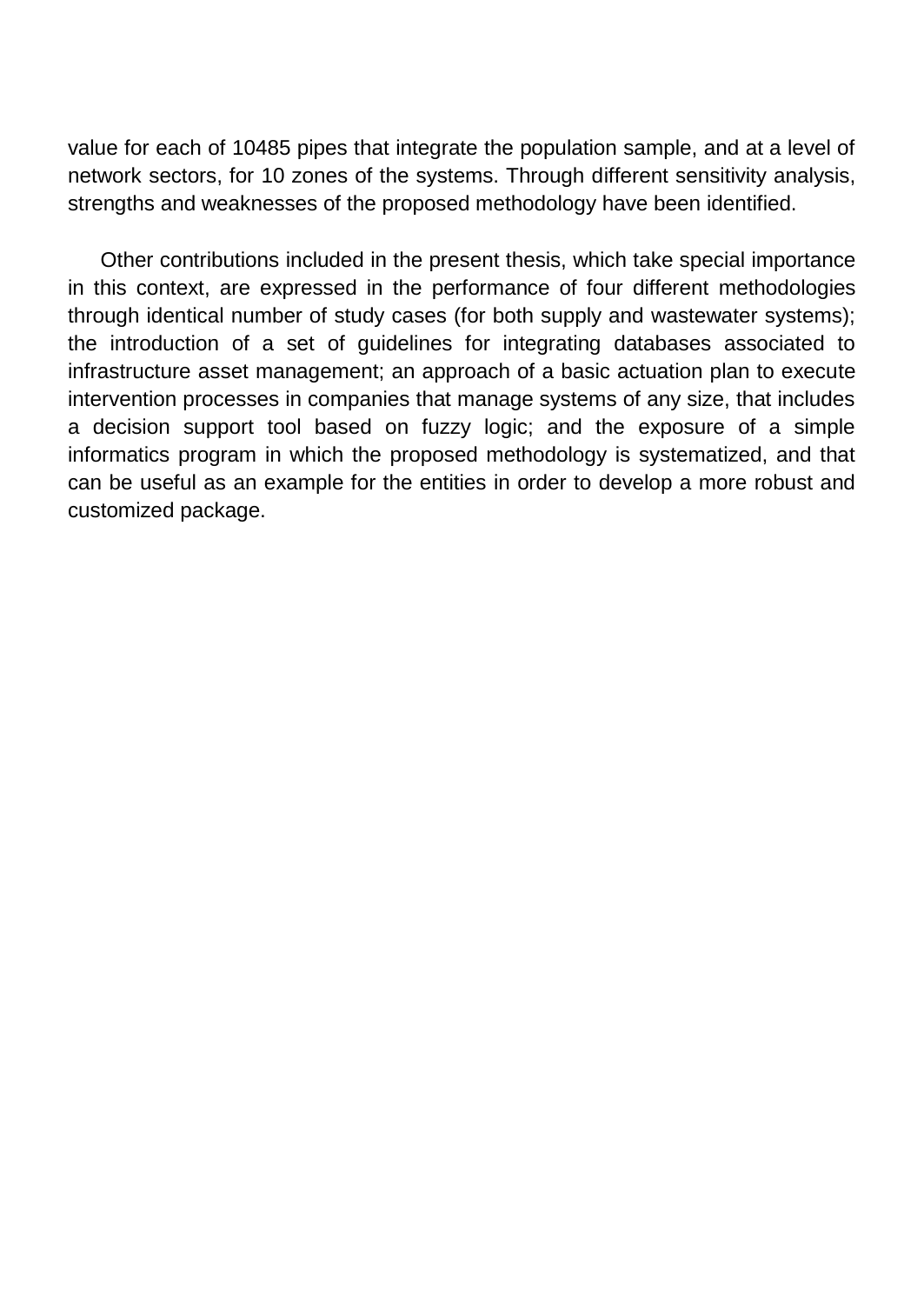value for each of 10485 pipes that integrate the population sample, and at a level of network sectors, for 10 zones of the systems. Through different sensitivity analysis, strengths and weaknesses of the proposed methodology have been identified.

Other contributions included in the present thesis, which take special importance in this context, are expressed in the performance of four different methodologies through identical number of study cases (for both supply and wastewater systems); the introduction of a set of guidelines for integrating databases associated to infrastructure asset management; an approach of a basic actuation plan to execute intervention processes in companies that manage systems of any size, that includes a decision support tool based on fuzzy logic; and the exposure of a simple informatics program in which the proposed methodology is systematized, and that can be useful as an example for the entities in order to develop a more robust and customized package.